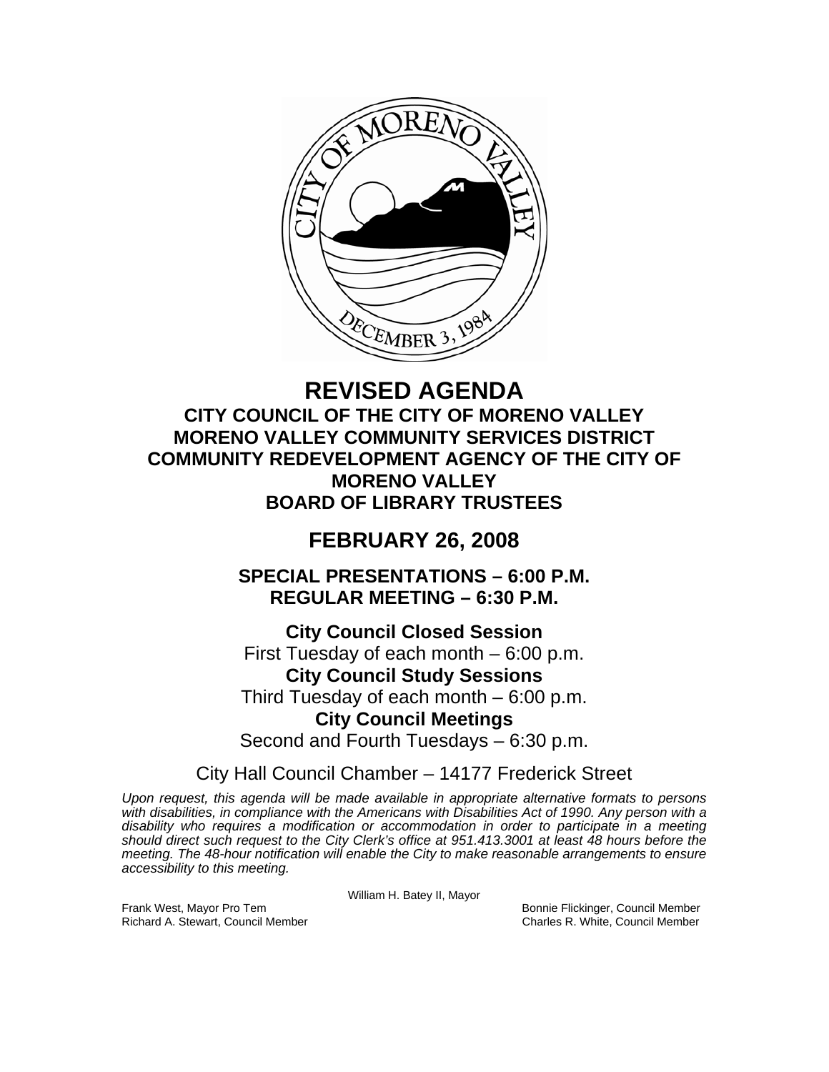# REVISED AGENDA

## CITY COUNCIL OF THE CITY OF MORENO VALLEY
## MORENO VALLEY COMMUNITY SERVICES DISTRICT
## COMMUNITY REDEVELOPMENT AGENCY OF THE CITY OF MORENO VALLEY
## BOARD OF LIBRARY TRUSTEES

# FEBRUARY 26, 2008

## SPECIAL PRESENTATIONS – 6:00 P.M.
## REGULAR MEETING – 6:30 P.M.

**City Council Closed Session**
First Tuesday of each month – 6:00 p.m.

**City Council Study Sessions**
Third Tuesday of each month – 6:00 p.m.

**City Council Meetings**
Second and Fourth Tuesdays – 6:30 p.m.

City Hall Council Chamber – 14177 Frederick Street

*Upon request, this agenda will be made available in appropriate alternative formats to persons with disabilities, in compliance with the Americans with Disabilities Act of 1990. Any person with a disability who requires a modification or accommodation in order to participate in a meeting should direct such request to the City Clerk's office at 951.413.3001 at least 48 hours before the meeting. The 48-hour notification will enable the City to make reasonable arrangements to ensure accessibility to this meeting.*

William H. Batey II, Mayor

Frank West, Mayor Pro Tem
Richard A. Stewart, Council Member
Bonnie Flickinger, Council Member
Charles R. White, Council Member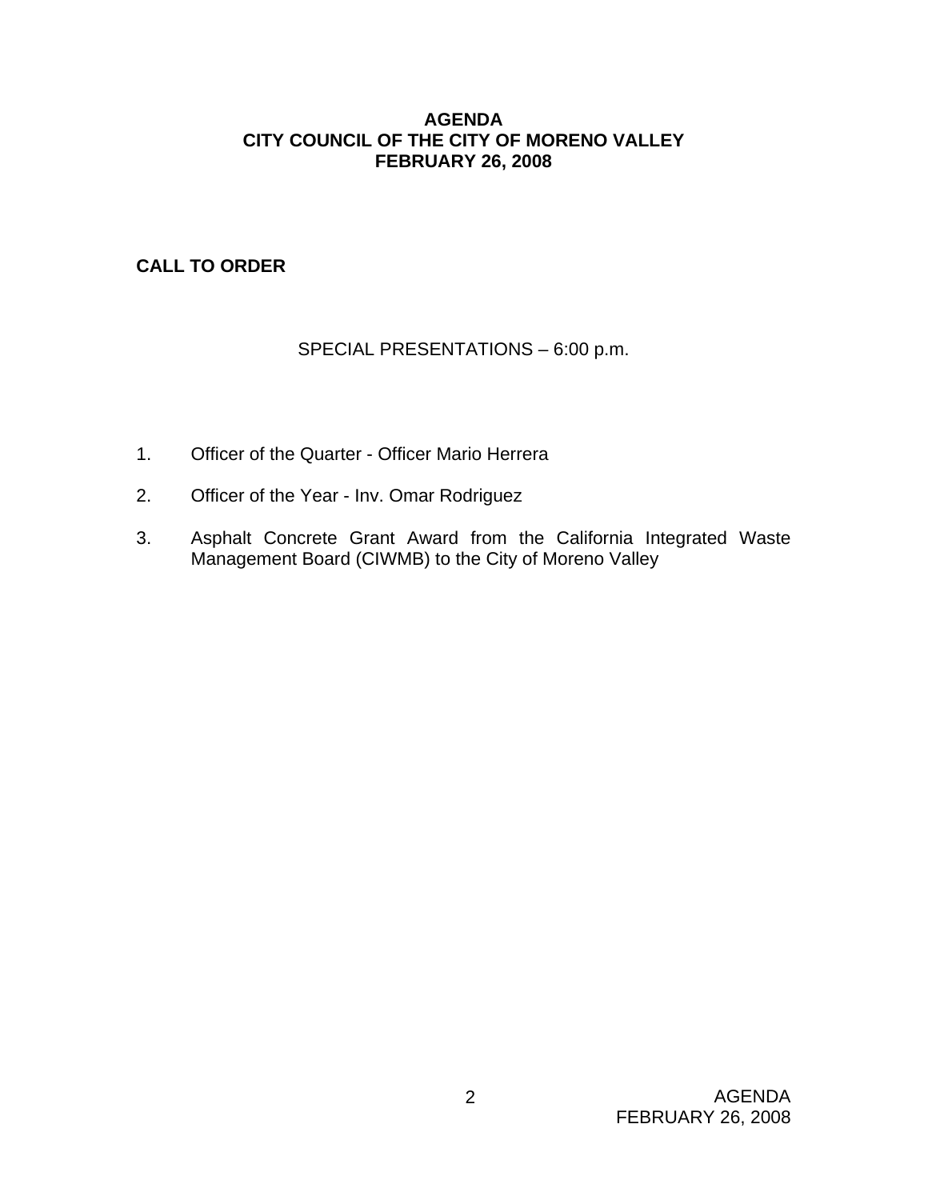# AGENDA
# CITY COUNCIL OF THE CITY OF MORENO VALLEY
# FEBRUARY 26, 2008

**CALL TO ORDER**

SPECIAL PRESENTATIONS – 6:00 p.m.

1. Officer of the Quarter - Officer Mario Herrera

2. Officer of the Year - Inv. Omar Rodriguez

3. Asphalt Concrete Grant Award from the California Integrated Waste Management Board (CIWMB) to the City of Moreno Valley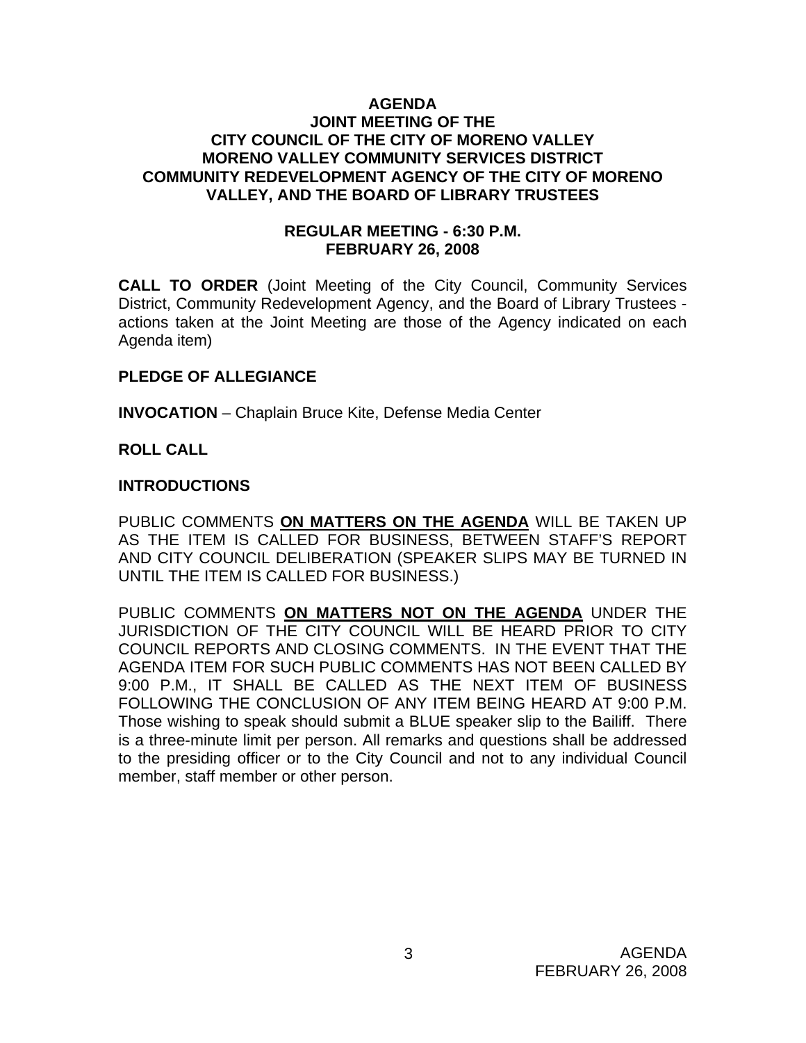**AGENDA**
**JOINT MEETING OF THE**
**CITY COUNCIL OF THE CITY OF MORENO VALLEY**
**MORENO VALLEY COMMUNITY SERVICES DISTRICT**
**COMMUNITY REDEVELOPMENT AGENCY OF THE CITY OF MORENO VALLEY, AND THE BOARD OF LIBRARY TRUSTEES**

**REGULAR MEETING - 6:30 P.M.**
**FEBRUARY 26, 2008**

**CALL TO ORDER** (Joint Meeting of the City Council, Community Services District, Community Redevelopment Agency, and the Board of Library Trustees - actions taken at the Joint Meeting are those of the Agency indicated on each Agenda item)

**PLEDGE OF ALLEGIANCE**

**INVOCATION** – Chaplain Bruce Kite, Defense Media Center

**ROLL CALL**

**INTRODUCTIONS**

PUBLIC COMMENTS **ON MATTERS ON THE AGENDA** WILL BE TAKEN UP AS THE ITEM IS CALLED FOR BUSINESS, BETWEEN STAFF'S REPORT AND CITY COUNCIL DELIBERATION (SPEAKER SLIPS MAY BE TURNED IN UNTIL THE ITEM IS CALLED FOR BUSINESS.)

PUBLIC COMMENTS **ON MATTERS NOT ON THE AGENDA** UNDER THE JURISDICTION OF THE CITY COUNCIL WILL BE HEARD PRIOR TO CITY COUNCIL REPORTS AND CLOSING COMMENTS. IN THE EVENT THAT THE AGENDA ITEM FOR SUCH PUBLIC COMMENTS HAS NOT BEEN CALLED BY 9:00 P.M., IT SHALL BE CALLED AS THE NEXT ITEM OF BUSINESS FOLLOWING THE CONCLUSION OF ANY ITEM BEING HEARD AT 9:00 P.M. Those wishing to speak should submit a BLUE speaker slip to the Bailiff. There is a three-minute limit per person. All remarks and questions shall be addressed to the presiding officer or to the City Council and not to any individual Council member, staff member or other person.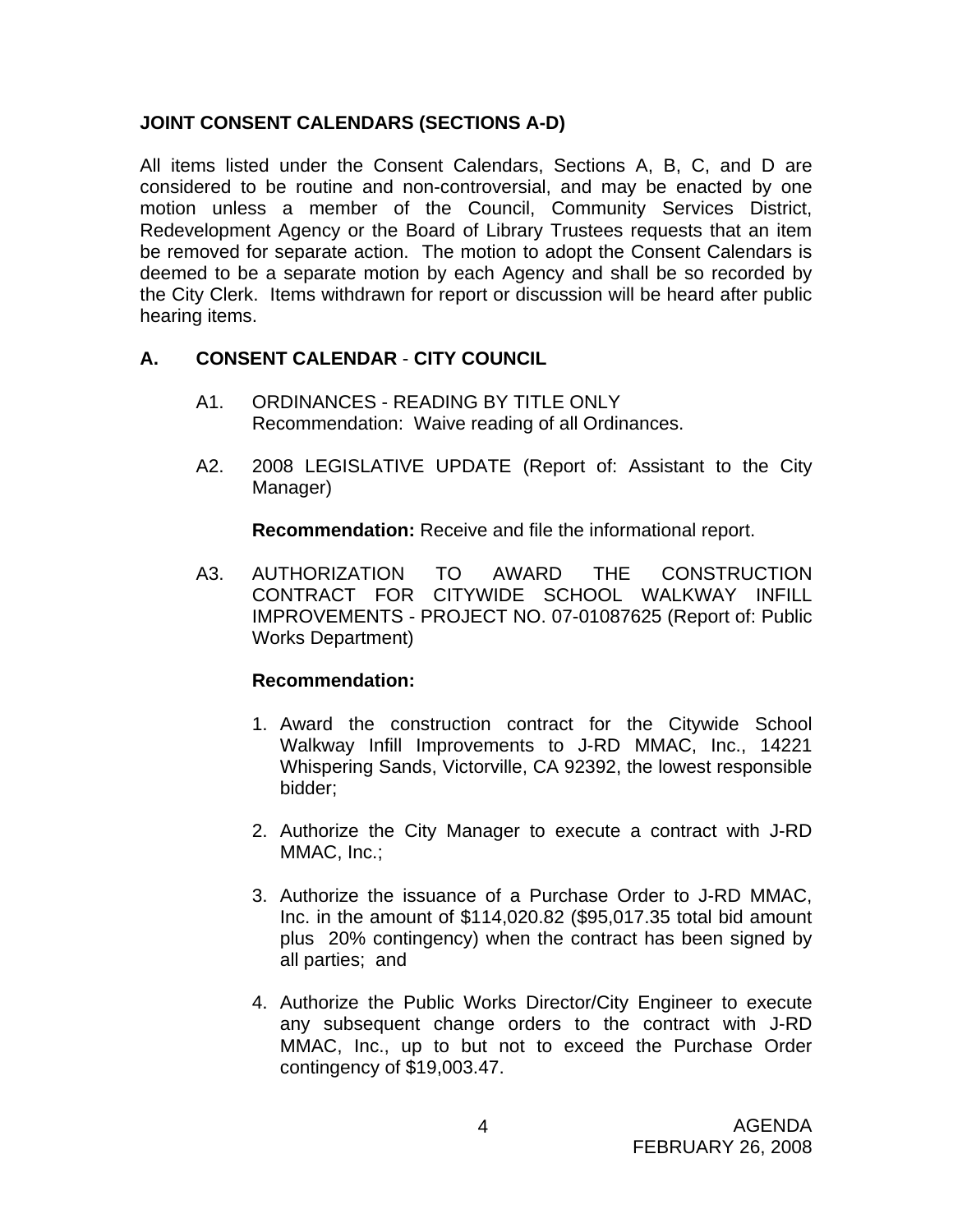## JOINT CONSENT CALENDARS (SECTIONS A-D)

All items listed under the Consent Calendars, Sections A, B, C, and D are considered to be routine and non-controversial, and may be enacted by one motion unless a member of the Council, Community Services District, Redevelopment Agency or the Board of Library Trustees requests that an item be removed for separate action. The motion to adopt the Consent Calendars is deemed to be a separate motion by each Agency and shall be so recorded by the City Clerk. Items withdrawn for report or discussion will be heard after public hearing items.

## A. CONSENT CALENDAR - CITY COUNCIL

A1. ORDINANCES - READING BY TITLE ONLY
Recommendation: Waive reading of all Ordinances.

A2. 2008 LEGISLATIVE UPDATE (Report of: Assistant to the City Manager)

**Recommendation:** Receive and file the informational report.

A3. AUTHORIZATION TO AWARD THE CONSTRUCTION CONTRACT FOR CITYWIDE SCHOOL WALKWAY INFILL IMPROVEMENTS - PROJECT NO. 07-01087625 (Report of: Public Works Department)

**Recommendation:**

1. Award the construction contract for the Citywide School Walkway Infill Improvements to J-RD MMAC, Inc., 14221 Whispering Sands, Victorville, CA 92392, the lowest responsible bidder;

2. Authorize the City Manager to execute a contract with J-RD MMAC, Inc.;

3. Authorize the issuance of a Purchase Order to J-RD MMAC, Inc. in the amount of $114,020.82 ($95,017.35 total bid amount plus 20% contingency) when the contract has been signed by all parties; and

4. Authorize the Public Works Director/City Engineer to execute any subsequent change orders to the contract with J-RD MMAC, Inc., up to but not to exceed the Purchase Order contingency of $19,003.47.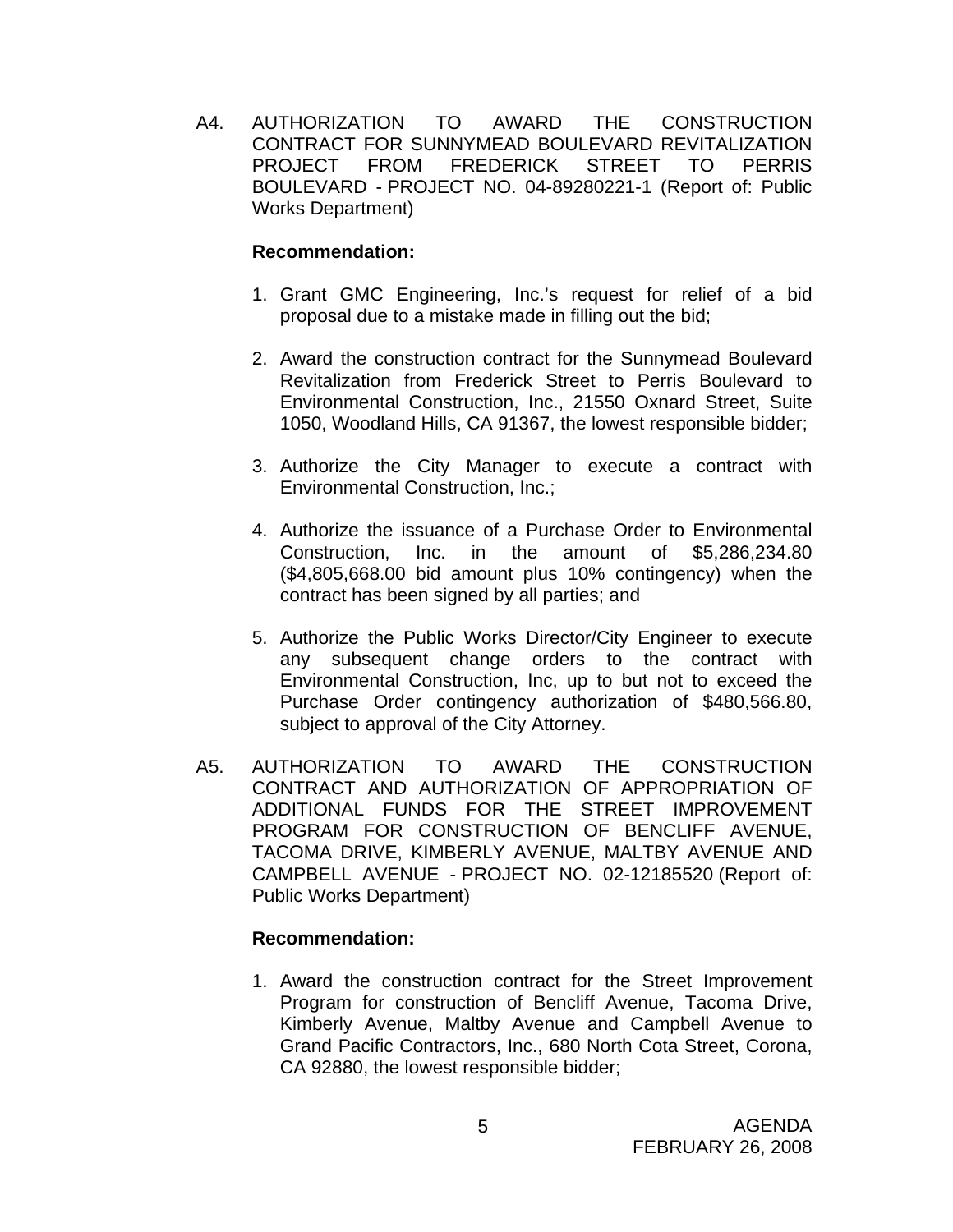A4. AUTHORIZATION TO AWARD THE CONSTRUCTION CONTRACT FOR SUNNYMEAD BOULEVARD REVITALIZATION PROJECT FROM FREDERICK STREET TO PERRIS BOULEVARD - PROJECT NO. 04-89280221-1 (Report of: Public Works Department)

**Recommendation:**

1. Grant GMC Engineering, Inc.'s request for relief of a bid proposal due to a mistake made in filling out the bid;

2. Award the construction contract for the Sunnymead Boulevard Revitalization from Frederick Street to Perris Boulevard to Environmental Construction, Inc., 21550 Oxnard Street, Suite 1050, Woodland Hills, CA 91367, the lowest responsible bidder;

3. Authorize the City Manager to execute a contract with Environmental Construction, Inc.;

4. Authorize the issuance of a Purchase Order to Environmental Construction, Inc. in the amount of $5,286,234.80 ($4,805,668.00 bid amount plus 10% contingency) when the contract has been signed by all parties; and

5. Authorize the Public Works Director/City Engineer to execute any subsequent change orders to the contract with Environmental Construction, Inc, up to but not to exceed the Purchase Order contingency authorization of $480,566.80, subject to approval of the City Attorney.

A5. AUTHORIZATION TO AWARD THE CONSTRUCTION CONTRACT AND AUTHORIZATION OF APPROPRIATION OF ADDITIONAL FUNDS FOR THE STREET IMPROVEMENT PROGRAM FOR CONSTRUCTION OF BENCLIFF AVENUE, TACOMA DRIVE, KIMBERLY AVENUE, MALTBY AVENUE AND CAMPBELL AVENUE - PROJECT NO. 02-12185520 (Report of: Public Works Department)

**Recommendation:**

1. Award the construction contract for the Street Improvement Program for construction of Bencliff Avenue, Tacoma Drive, Kimberly Avenue, Maltby Avenue and Campbell Avenue to Grand Pacific Contractors, Inc., 680 North Cota Street, Corona, CA 92880, the lowest responsible bidder;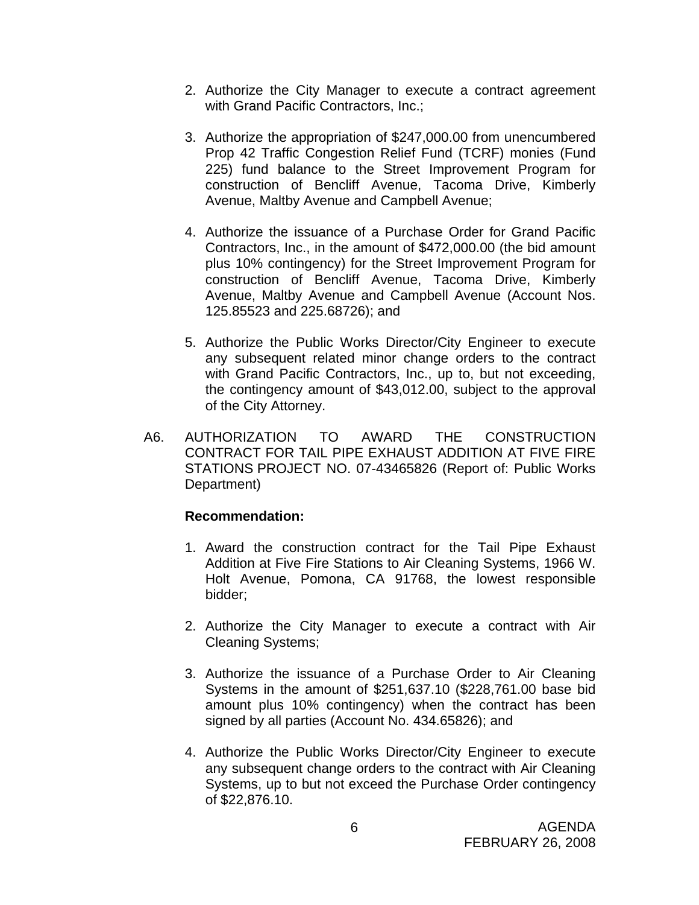2. Authorize the City Manager to execute a contract agreement with Grand Pacific Contractors, Inc.;

3. Authorize the appropriation of $247,000.00 from unencumbered Prop 42 Traffic Congestion Relief Fund (TCRF) monies (Fund 225) fund balance to the Street Improvement Program for construction of Bencliff Avenue, Tacoma Drive, Kimberly Avenue, Maltby Avenue and Campbell Avenue;

4. Authorize the issuance of a Purchase Order for Grand Pacific Contractors, Inc., in the amount of $472,000.00 (the bid amount plus 10% contingency) for the Street Improvement Program for construction of Bencliff Avenue, Tacoma Drive, Kimberly Avenue, Maltby Avenue and Campbell Avenue (Account Nos. 125.85523 and 225.68726); and

5. Authorize the Public Works Director/City Engineer to execute any subsequent related minor change orders to the contract with Grand Pacific Contractors, Inc., up to, but not exceeding, the contingency amount of $43,012.00, subject to the approval of the City Attorney.

A6. AUTHORIZATION TO AWARD THE CONSTRUCTION CONTRACT FOR TAIL PIPE EXHAUST ADDITION AT FIVE FIRE STATIONS PROJECT NO. 07-43465826 (Report of: Public Works Department)

**Recommendation:**

1. Award the construction contract for the Tail Pipe Exhaust Addition at Five Fire Stations to Air Cleaning Systems, 1966 W. Holt Avenue, Pomona, CA 91768, the lowest responsible bidder;

2. Authorize the City Manager to execute a contract with Air Cleaning Systems;

3. Authorize the issuance of a Purchase Order to Air Cleaning Systems in the amount of $251,637.10 ($228,761.00 base bid amount plus 10% contingency) when the contract has been signed by all parties (Account No. 434.65826); and

4. Authorize the Public Works Director/City Engineer to execute any subsequent change orders to the contract with Air Cleaning Systems, up to but not exceed the Purchase Order contingency of $22,876.10.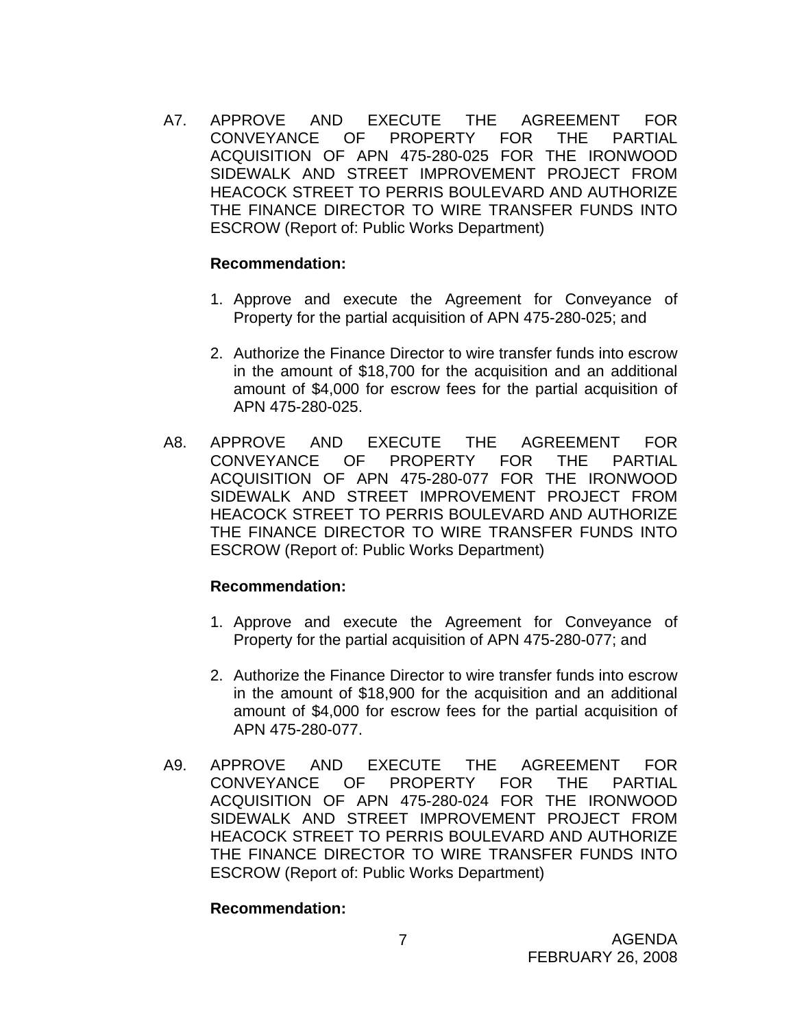A7. APPROVE AND EXECUTE THE AGREEMENT FOR CONVEYANCE OF PROPERTY FOR THE PARTIAL ACQUISITION OF APN 475-280-025 FOR THE IRONWOOD SIDEWALK AND STREET IMPROVEMENT PROJECT FROM HEACOCK STREET TO PERRIS BOULEVARD AND AUTHORIZE THE FINANCE DIRECTOR TO WIRE TRANSFER FUNDS INTO ESCROW (Report of: Public Works Department)

**Recommendation:**

1. Approve and execute the Agreement for Conveyance of Property for the partial acquisition of APN 475-280-025; and

2. Authorize the Finance Director to wire transfer funds into escrow in the amount of $18,700 for the acquisition and an additional amount of $4,000 for escrow fees for the partial acquisition of APN 475-280-025.

A8. APPROVE AND EXECUTE THE AGREEMENT FOR CONVEYANCE OF PROPERTY FOR THE PARTIAL ACQUISITION OF APN 475-280-077 FOR THE IRONWOOD SIDEWALK AND STREET IMPROVEMENT PROJECT FROM HEACOCK STREET TO PERRIS BOULEVARD AND AUTHORIZE THE FINANCE DIRECTOR TO WIRE TRANSFER FUNDS INTO ESCROW (Report of: Public Works Department)

**Recommendation:**

1. Approve and execute the Agreement for Conveyance of Property for the partial acquisition of APN 475-280-077; and

2. Authorize the Finance Director to wire transfer funds into escrow in the amount of $18,900 for the acquisition and an additional amount of $4,000 for escrow fees for the partial acquisition of APN 475-280-077.

A9. APPROVE AND EXECUTE THE AGREEMENT FOR CONVEYANCE OF PROPERTY FOR THE PARTIAL ACQUISITION OF APN 475-280-024 FOR THE IRONWOOD SIDEWALK AND STREET IMPROVEMENT PROJECT FROM HEACOCK STREET TO PERRIS BOULEVARD AND AUTHORIZE THE FINANCE DIRECTOR TO WIRE TRANSFER FUNDS INTO ESCROW (Report of: Public Works Department)

**Recommendation:**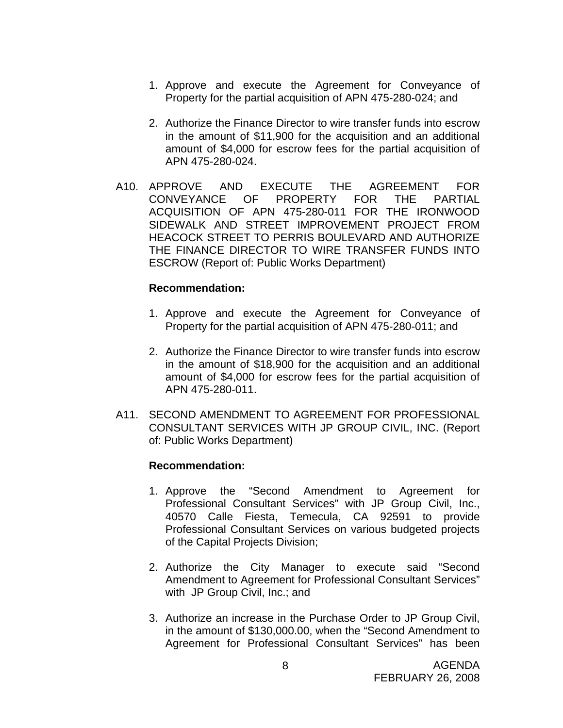1. Approve and execute the Agreement for Conveyance of Property for the partial acquisition of APN 475-280-024; and

2. Authorize the Finance Director to wire transfer funds into escrow in the amount of $11,900 for the acquisition and an additional amount of $4,000 for escrow fees for the partial acquisition of APN 475-280-024.

A10. APPROVE AND EXECUTE THE AGREEMENT FOR CONVEYANCE OF PROPERTY FOR THE PARTIAL ACQUISITION OF APN 475-280-011 FOR THE IRONWOOD SIDEWALK AND STREET IMPROVEMENT PROJECT FROM HEACOCK STREET TO PERRIS BOULEVARD AND AUTHORIZE THE FINANCE DIRECTOR TO WIRE TRANSFER FUNDS INTO ESCROW (Report of: Public Works Department)

**Recommendation:**

1. Approve and execute the Agreement for Conveyance of Property for the partial acquisition of APN 475-280-011; and

2. Authorize the Finance Director to wire transfer funds into escrow in the amount of $18,900 for the acquisition and an additional amount of $4,000 for escrow fees for the partial acquisition of APN 475-280-011.

A11. SECOND AMENDMENT TO AGREEMENT FOR PROFESSIONAL CONSULTANT SERVICES WITH JP GROUP CIVIL, INC. (Report of: Public Works Department)

**Recommendation:**

1. Approve the "Second Amendment to Agreement for Professional Consultant Services" with JP Group Civil, Inc., 40570 Calle Fiesta, Temecula, CA 92591 to provide Professional Consultant Services on various budgeted projects of the Capital Projects Division;

2. Authorize the City Manager to execute said "Second Amendment to Agreement for Professional Consultant Services" with JP Group Civil, Inc.; and

3. Authorize an increase in the Purchase Order to JP Group Civil, in the amount of $130,000.00, when the "Second Amendment to Agreement for Professional Consultant Services" has been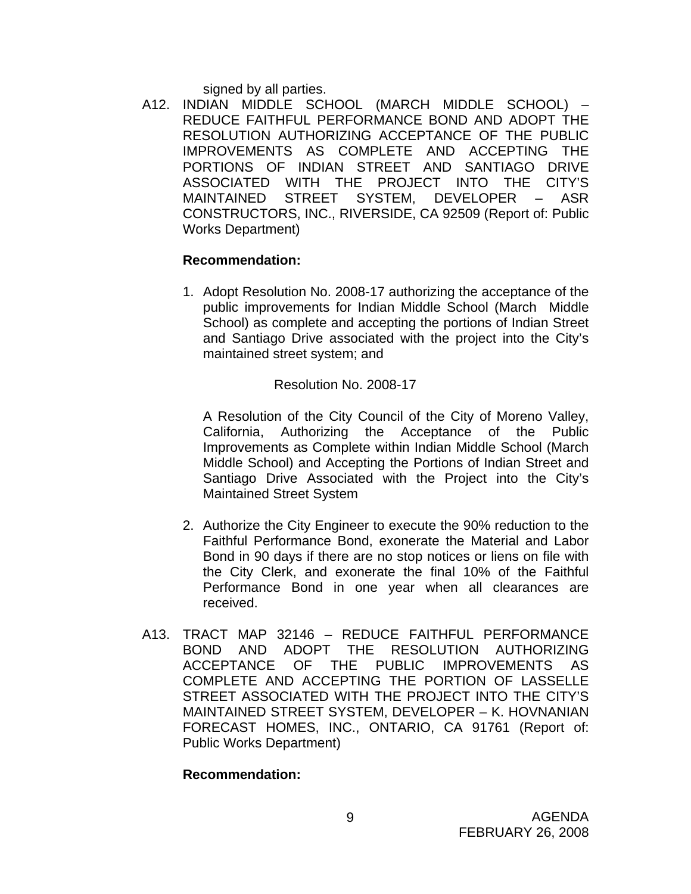signed by all parties.

A12. INDIAN MIDDLE SCHOOL (MARCH MIDDLE SCHOOL) – REDUCE FAITHFUL PERFORMANCE BOND AND ADOPT THE RESOLUTION AUTHORIZING ACCEPTANCE OF THE PUBLIC IMPROVEMENTS AS COMPLETE AND ACCEPTING THE PORTIONS OF INDIAN STREET AND SANTIAGO DRIVE ASSOCIATED WITH THE PROJECT INTO THE CITY'S MAINTAINED STREET SYSTEM, DEVELOPER – ASR CONSTRUCTORS, INC., RIVERSIDE, CA 92509 (Report of: Public Works Department)

**Recommendation:**

1. Adopt Resolution No. 2008-17 authorizing the acceptance of the public improvements for Indian Middle School (March Middle School) as complete and accepting the portions of Indian Street and Santiago Drive associated with the project into the City's maintained street system; and

   Resolution No. 2008-17

   A Resolution of the City Council of the City of Moreno Valley, California, Authorizing the Acceptance of the Public Improvements as Complete within Indian Middle School (March Middle School) and Accepting the Portions of Indian Street and Santiago Drive Associated with the Project into the City's Maintained Street System

2. Authorize the City Engineer to execute the 90% reduction to the Faithful Performance Bond, exonerate the Material and Labor Bond in 90 days if there are no stop notices or liens on file with the City Clerk, and exonerate the final 10% of the Faithful Performance Bond in one year when all clearances are received.

A13. TRACT MAP 32146 – REDUCE FAITHFUL PERFORMANCE BOND AND ADOPT THE RESOLUTION AUTHORIZING ACCEPTANCE OF THE PUBLIC IMPROVEMENTS AS COMPLETE AND ACCEPTING THE PORTION OF LASSELLE STREET ASSOCIATED WITH THE PROJECT INTO THE CITY'S MAINTAINED STREET SYSTEM, DEVELOPER – K. HOVNANIAN FORECAST HOMES, INC., ONTARIO, CA 91761 (Report of: Public Works Department)

**Recommendation:**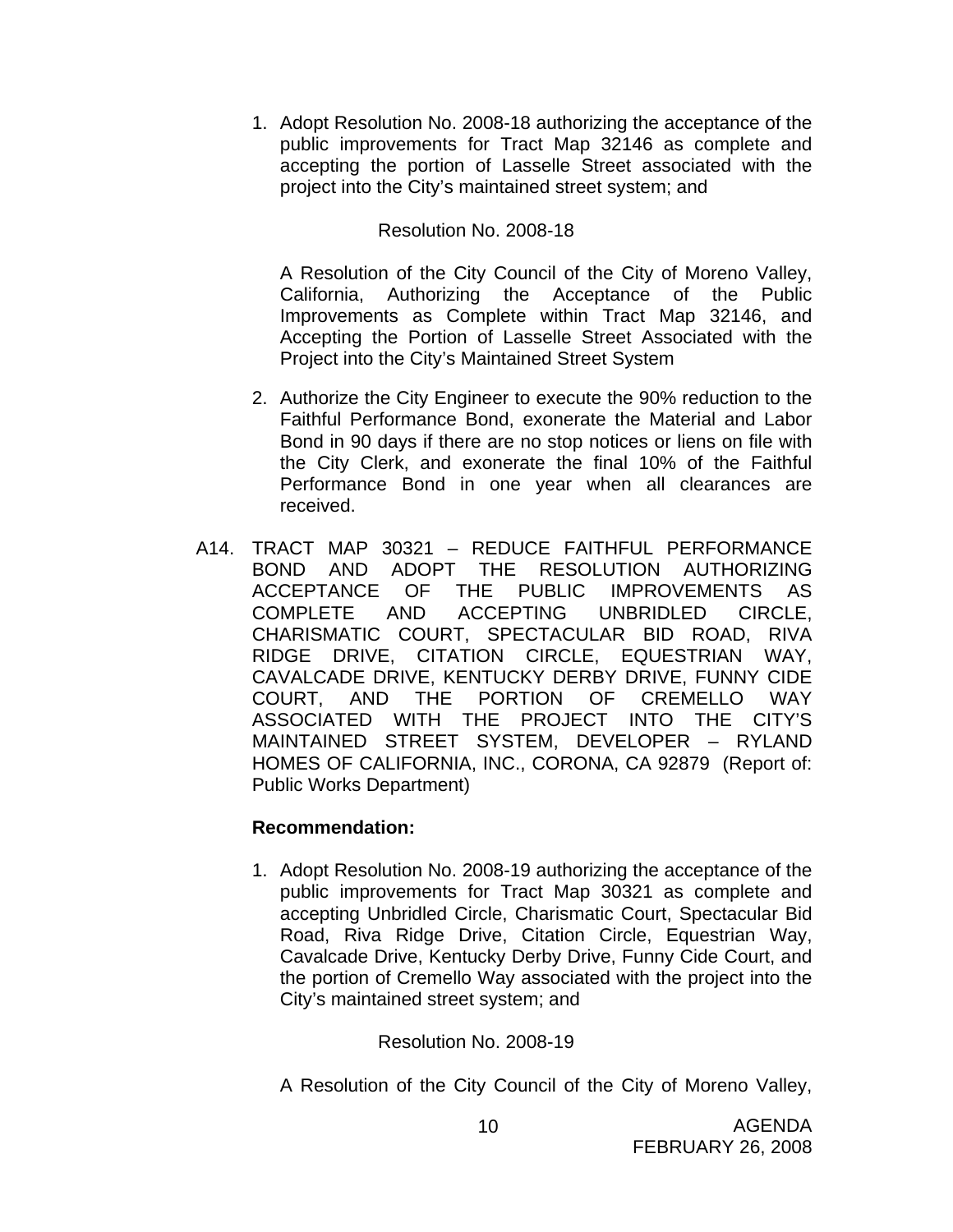1. Adopt Resolution No. 2008-18 authorizing the acceptance of the public improvements for Tract Map 32146 as complete and accepting the portion of Lasselle Street associated with the project into the City's maintained street system; and

   Resolution No. 2008-18

   A Resolution of the City Council of the City of Moreno Valley, California, Authorizing the Acceptance of the Public Improvements as Complete within Tract Map 32146, and Accepting the Portion of Lasselle Street Associated with the Project into the City's Maintained Street System

2. Authorize the City Engineer to execute the 90% reduction to the Faithful Performance Bond, exonerate the Material and Labor Bond in 90 days if there are no stop notices or liens on file with the City Clerk, and exonerate the final 10% of the Faithful Performance Bond in one year when all clearances are received.

A14. TRACT MAP 30321 – REDUCE FAITHFUL PERFORMANCE BOND AND ADOPT THE RESOLUTION AUTHORIZING ACCEPTANCE OF THE PUBLIC IMPROVEMENTS AS COMPLETE AND ACCEPTING UNBRIDLED CIRCLE, CHARISMATIC COURT, SPECTACULAR BID ROAD, RIVA RIDGE DRIVE, CITATION CIRCLE, EQUESTRIAN WAY, CAVALCADE DRIVE, KENTUCKY DERBY DRIVE, FUNNY CIDE COURT, AND THE PORTION OF CREMELLO WAY ASSOCIATED WITH THE PROJECT INTO THE CITY'S MAINTAINED STREET SYSTEM, DEVELOPER – RYLAND HOMES OF CALIFORNIA, INC., CORONA, CA 92879 (Report of: Public Works Department)

**Recommendation:**

1. Adopt Resolution No. 2008-19 authorizing the acceptance of the public improvements for Tract Map 30321 as complete and accepting Unbridled Circle, Charismatic Court, Spectacular Bid Road, Riva Ridge Drive, Citation Circle, Equestrian Way, Cavalcade Drive, Kentucky Derby Drive, Funny Cide Court, and the portion of Cremello Way associated with the project into the City's maintained street system; and

   Resolution No. 2008-19

   A Resolution of the City Council of the City of Moreno Valley,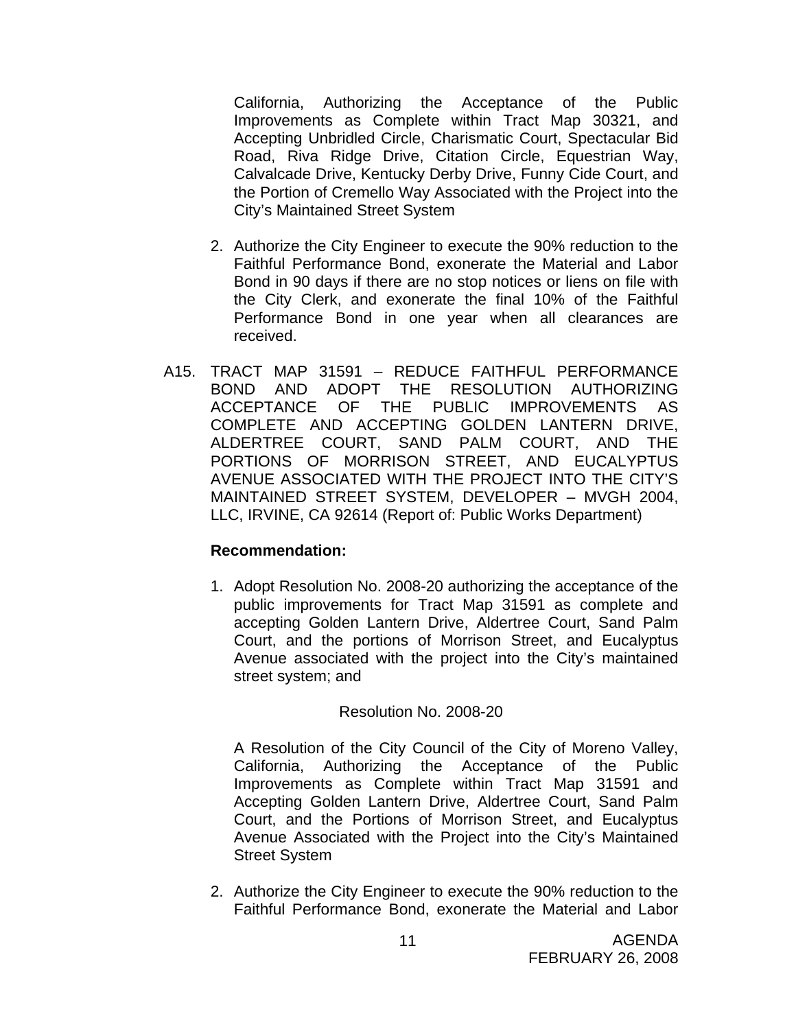California, Authorizing the Acceptance of the Public Improvements as Complete within Tract Map 30321, and Accepting Unbridled Circle, Charismatic Court, Spectacular Bid Road, Riva Ridge Drive, Citation Circle, Equestrian Way, Calvalcade Drive, Kentucky Derby Drive, Funny Cide Court, and the Portion of Cremello Way Associated with the Project into the City's Maintained Street System

2. Authorize the City Engineer to execute the 90% reduction to the Faithful Performance Bond, exonerate the Material and Labor Bond in 90 days if there are no stop notices or liens on file with the City Clerk, and exonerate the final 10% of the Faithful Performance Bond in one year when all clearances are received.

A15. TRACT MAP 31591 – REDUCE FAITHFUL PERFORMANCE BOND AND ADOPT THE RESOLUTION AUTHORIZING ACCEPTANCE OF THE PUBLIC IMPROVEMENTS AS COMPLETE AND ACCEPTING GOLDEN LANTERN DRIVE, ALDERTREE COURT, SAND PALM COURT, AND THE PORTIONS OF MORRISON STREET, AND EUCALYPTUS AVENUE ASSOCIATED WITH THE PROJECT INTO THE CITY'S MAINTAINED STREET SYSTEM, DEVELOPER – MVGH 2004, LLC, IRVINE, CA 92614 (Report of: Public Works Department)

**Recommendation:**

1. Adopt Resolution No. 2008-20 authorizing the acceptance of the public improvements for Tract Map 31591 as complete and accepting Golden Lantern Drive, Aldertree Court, Sand Palm Court, and the portions of Morrison Street, and Eucalyptus Avenue associated with the project into the City's maintained street system; and

Resolution No. 2008-20

A Resolution of the City Council of the City of Moreno Valley, California, Authorizing the Acceptance of the Public Improvements as Complete within Tract Map 31591 and Accepting Golden Lantern Drive, Aldertree Court, Sand Palm Court, and the Portions of Morrison Street, and Eucalyptus Avenue Associated with the Project into the City's Maintained Street System

2. Authorize the City Engineer to execute the 90% reduction to the Faithful Performance Bond, exonerate the Material and Labor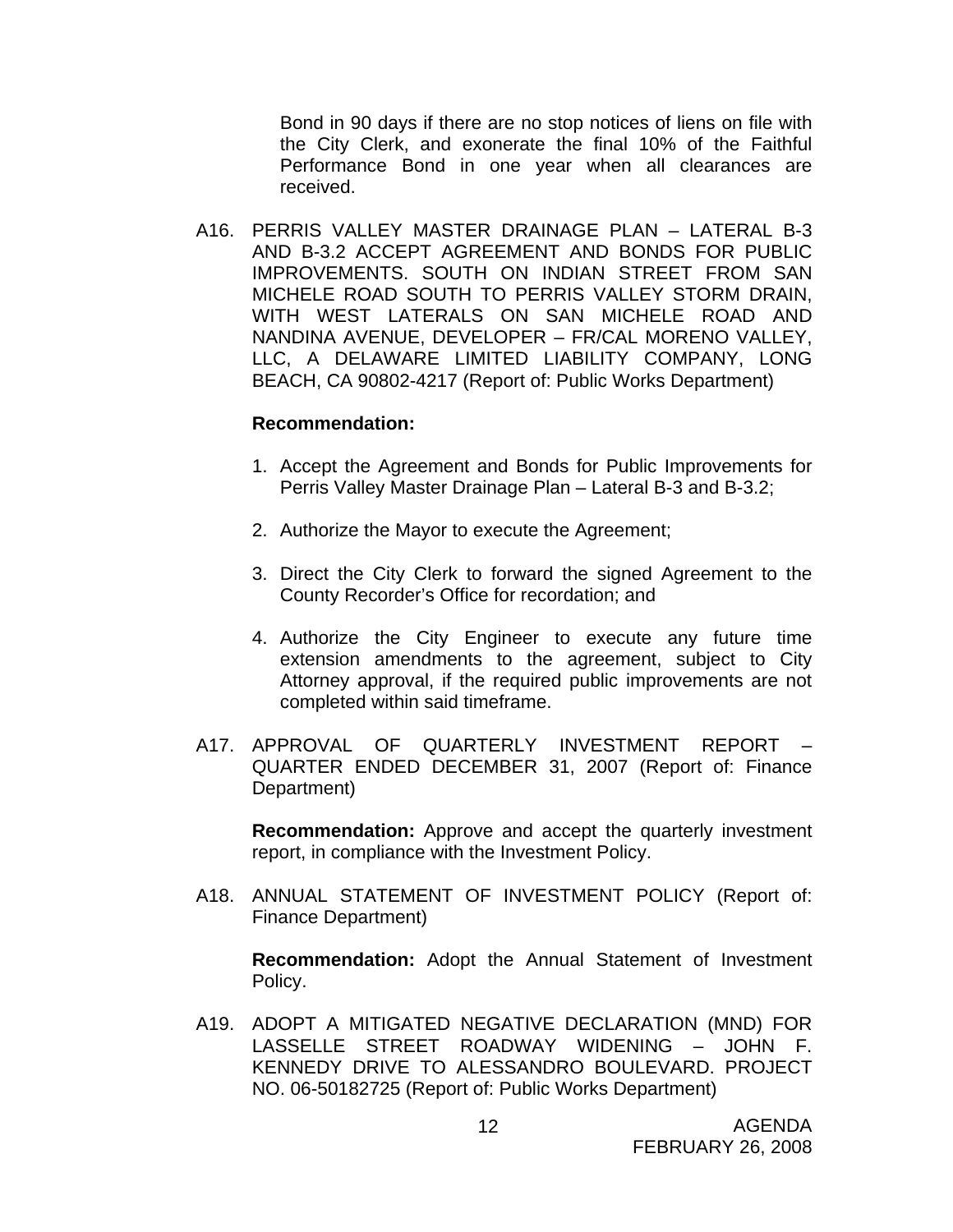Bond in 90 days if there are no stop notices of liens on file with the City Clerk, and exonerate the final 10% of the Faithful Performance Bond in one year when all clearances are received.

A16. PERRIS VALLEY MASTER DRAINAGE PLAN – LATERAL B-3 AND B-3.2 ACCEPT AGREEMENT AND BONDS FOR PUBLIC IMPROVEMENTS. SOUTH ON INDIAN STREET FROM SAN MICHELE ROAD SOUTH TO PERRIS VALLEY STORM DRAIN, WITH WEST LATERALS ON SAN MICHELE ROAD AND NANDINA AVENUE, DEVELOPER – FR/CAL MORENO VALLEY, LLC, A DELAWARE LIMITED LIABILITY COMPANY, LONG BEACH, CA 90802-4217 (Report of: Public Works Department)

**Recommendation:**

1. Accept the Agreement and Bonds for Public Improvements for Perris Valley Master Drainage Plan – Lateral B-3 and B-3.2;
2. Authorize the Mayor to execute the Agreement;
3. Direct the City Clerk to forward the signed Agreement to the County Recorder's Office for recordation; and
4. Authorize the City Engineer to execute any future time extension amendments to the agreement, subject to City Attorney approval, if the required public improvements are not completed within said timeframe.

A17. APPROVAL OF QUARTERLY INVESTMENT REPORT – QUARTER ENDED DECEMBER 31, 2007 (Report of: Finance Department)

**Recommendation:** Approve and accept the quarterly investment report, in compliance with the Investment Policy.

A18. ANNUAL STATEMENT OF INVESTMENT POLICY (Report of: Finance Department)

**Recommendation:** Adopt the Annual Statement of Investment Policy.

A19. ADOPT A MITIGATED NEGATIVE DECLARATION (MND) FOR LASSELLE STREET ROADWAY WIDENING – JOHN F. KENNEDY DRIVE TO ALESSANDRO BOULEVARD. PROJECT NO. 06-50182725 (Report of: Public Works Department)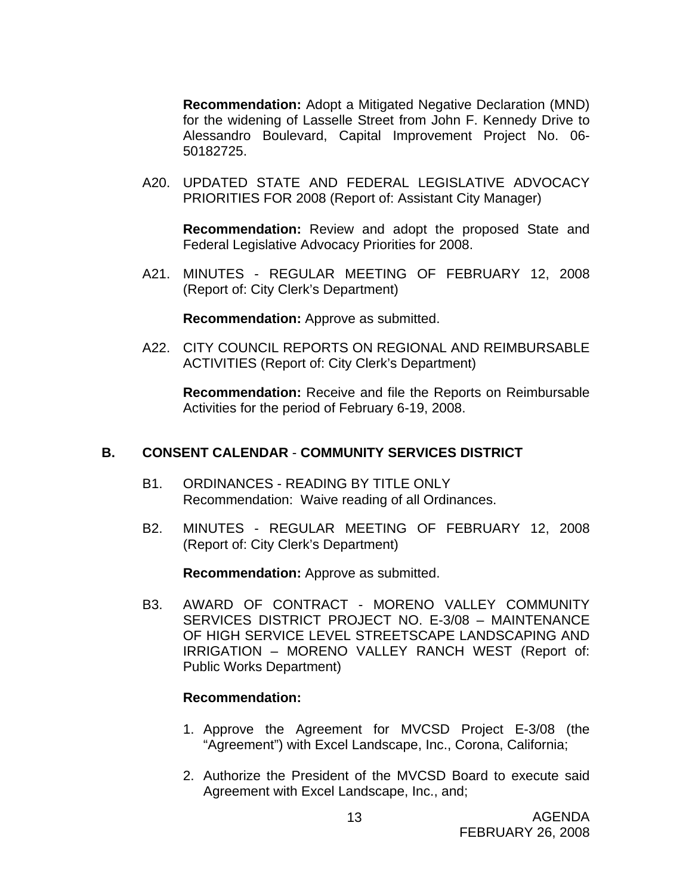**Recommendation:** Adopt a Mitigated Negative Declaration (MND) for the widening of Lasselle Street from John F. Kennedy Drive to Alessandro Boulevard, Capital Improvement Project No. 06-50182725.

A20. UPDATED STATE AND FEDERAL LEGISLATIVE ADVOCACY PRIORITIES FOR 2008 (Report of: Assistant City Manager)

**Recommendation:** Review and adopt the proposed State and Federal Legislative Advocacy Priorities for 2008.

A21. MINUTES - REGULAR MEETING OF FEBRUARY 12, 2008 (Report of: City Clerk's Department)

**Recommendation:** Approve as submitted.

A22. CITY COUNCIL REPORTS ON REGIONAL AND REIMBURSABLE ACTIVITIES (Report of: City Clerk's Department)

**Recommendation:** Receive and file the Reports on Reimbursable Activities for the period of February 6-19, 2008.

## B. CONSENT CALENDAR - COMMUNITY SERVICES DISTRICT

B1. ORDINANCES - READING BY TITLE ONLY
Recommendation: Waive reading of all Ordinances.

B2. MINUTES - REGULAR MEETING OF FEBRUARY 12, 2008 (Report of: City Clerk's Department)

**Recommendation:** Approve as submitted.

B3. AWARD OF CONTRACT - MORENO VALLEY COMMUNITY SERVICES DISTRICT PROJECT NO. E-3/08 – MAINTENANCE OF HIGH SERVICE LEVEL STREETSCAPE LANDSCAPING AND IRRIGATION – MORENO VALLEY RANCH WEST (Report of: Public Works Department)

**Recommendation:**

1. Approve the Agreement for MVCSD Project E-3/08 (the "Agreement") with Excel Landscape, Inc., Corona, California;

2. Authorize the President of the MVCSD Board to execute said Agreement with Excel Landscape, Inc., and;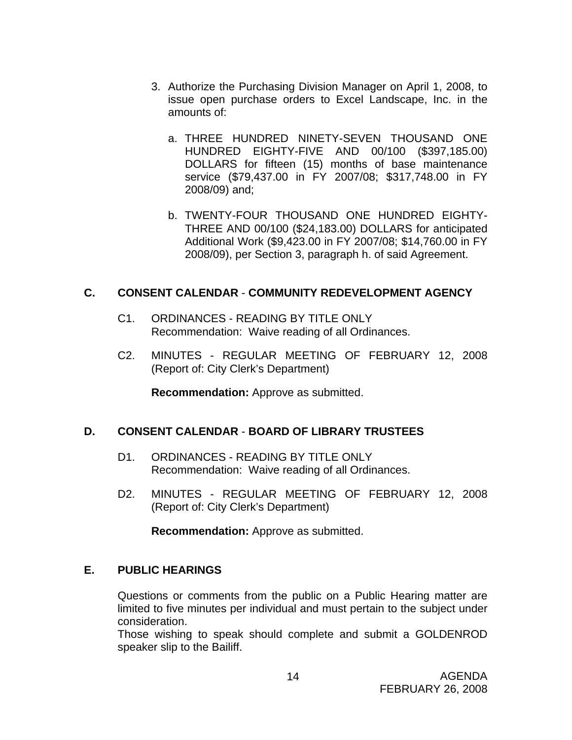3. Authorize the Purchasing Division Manager on April 1, 2008, to issue open purchase orders to Excel Landscape, Inc. in the amounts of:

   a. THREE HUNDRED NINETY-SEVEN THOUSAND ONE HUNDRED EIGHTY-FIVE AND 00/100 ($397,185.00) DOLLARS for fifteen (15) months of base maintenance service ($79,437.00 in FY 2007/08; $317,748.00 in FY 2008/09) and;

   b. TWENTY-FOUR THOUSAND ONE HUNDRED EIGHTY-THREE AND 00/100 ($24,183.00) DOLLARS for anticipated Additional Work ($9,423.00 in FY 2007/08; $14,760.00 in FY 2008/09), per Section 3, paragraph h. of said Agreement.

## C. CONSENT CALENDAR - COMMUNITY REDEVELOPMENT AGENCY

C1. ORDINANCES - READING BY TITLE ONLY
Recommendation: Waive reading of all Ordinances.

C2. MINUTES - REGULAR MEETING OF FEBRUARY 12, 2008 (Report of: City Clerk's Department)

**Recommendation:** Approve as submitted.

## D. CONSENT CALENDAR - BOARD OF LIBRARY TRUSTEES

D1. ORDINANCES - READING BY TITLE ONLY
Recommendation: Waive reading of all Ordinances.

D2. MINUTES - REGULAR MEETING OF FEBRUARY 12, 2008 (Report of: City Clerk's Department)

**Recommendation:** Approve as submitted.

## E. PUBLIC HEARINGS

Questions or comments from the public on a Public Hearing matter are limited to five minutes per individual and must pertain to the subject under consideration.
Those wishing to speak should complete and submit a GOLDENROD speaker slip to the Bailiff.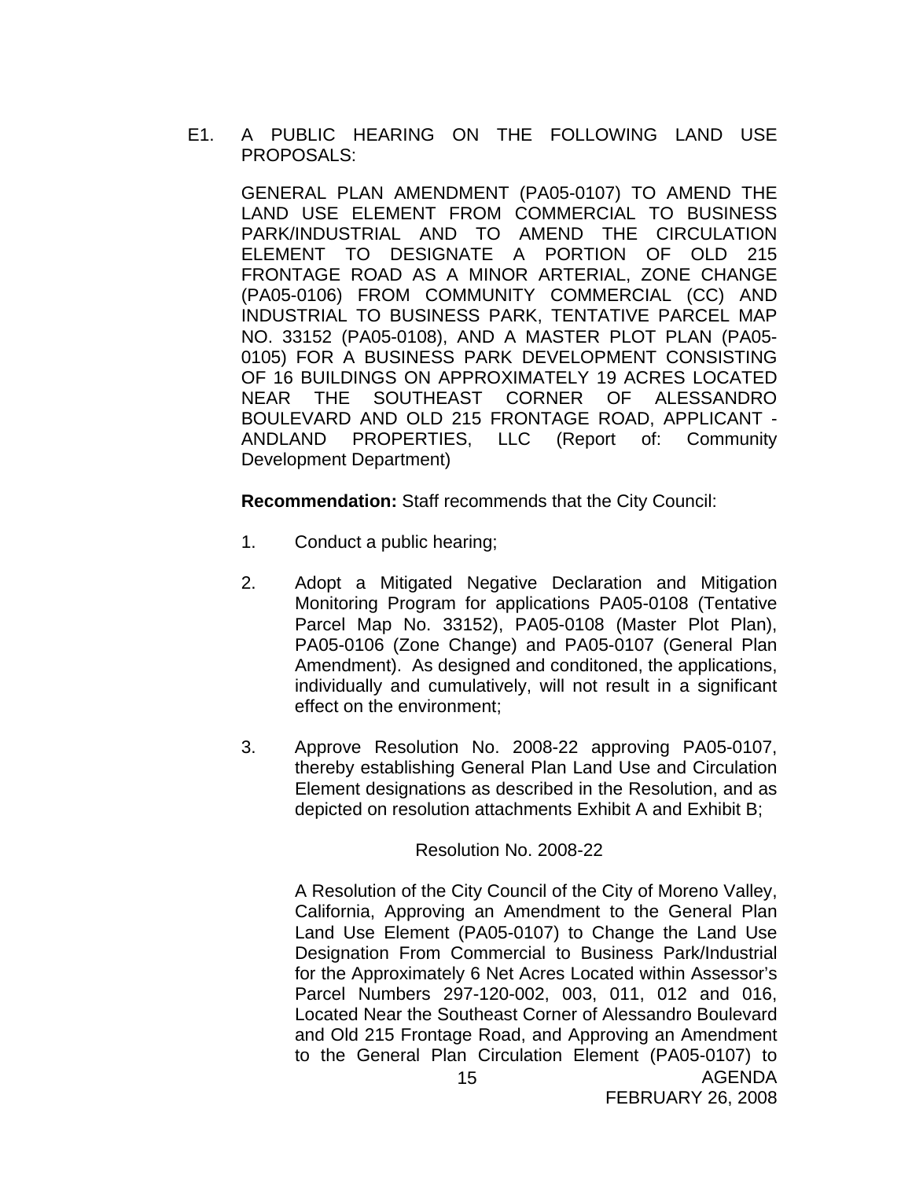E1. A PUBLIC HEARING ON THE FOLLOWING LAND USE PROPOSALS:

GENERAL PLAN AMENDMENT (PA05-0107) TO AMEND THE LAND USE ELEMENT FROM COMMERCIAL TO BUSINESS PARK/INDUSTRIAL AND TO AMEND THE CIRCULATION ELEMENT TO DESIGNATE A PORTION OF OLD 215 FRONTAGE ROAD AS A MINOR ARTERIAL, ZONE CHANGE (PA05-0106) FROM COMMUNITY COMMERCIAL (CC) AND INDUSTRIAL TO BUSINESS PARK, TENTATIVE PARCEL MAP NO. 33152 (PA05-0108), AND A MASTER PLOT PLAN (PA05-0105) FOR A BUSINESS PARK DEVELOPMENT CONSISTING OF 16 BUILDINGS ON APPROXIMATELY 19 ACRES LOCATED NEAR THE SOUTHEAST CORNER OF ALESSANDRO BOULEVARD AND OLD 215 FRONTAGE ROAD, APPLICANT - ANDLAND PROPERTIES, LLC (Report of: Community Development Department)

**Recommendation:** Staff recommends that the City Council:

1. Conduct a public hearing;

2. Adopt a Mitigated Negative Declaration and Mitigation Monitoring Program for applications PA05-0108 (Tentative Parcel Map No. 33152), PA05-0108 (Master Plot Plan), PA05-0106 (Zone Change) and PA05-0107 (General Plan Amendment). As designed and conditoned, the applications, individually and cumulatively, will not result in a significant effect on the environment;

3. Approve Resolution No. 2008-22 approving PA05-0107, thereby establishing General Plan Land Use and Circulation Element designations as described in the Resolution, and as depicted on resolution attachments Exhibit A and Exhibit B;

Resolution No. 2008-22

A Resolution of the City Council of the City of Moreno Valley, California, Approving an Amendment to the General Plan Land Use Element (PA05-0107) to Change the Land Use Designation From Commercial to Business Park/Industrial for the Approximately 6 Net Acres Located within Assessor's Parcel Numbers 297-120-002, 003, 011, 012 and 016, Located Near the Southeast Corner of Alessandro Boulevard and Old 215 Frontage Road, and Approving an Amendment to the General Plan Circulation Element (PA05-0107) to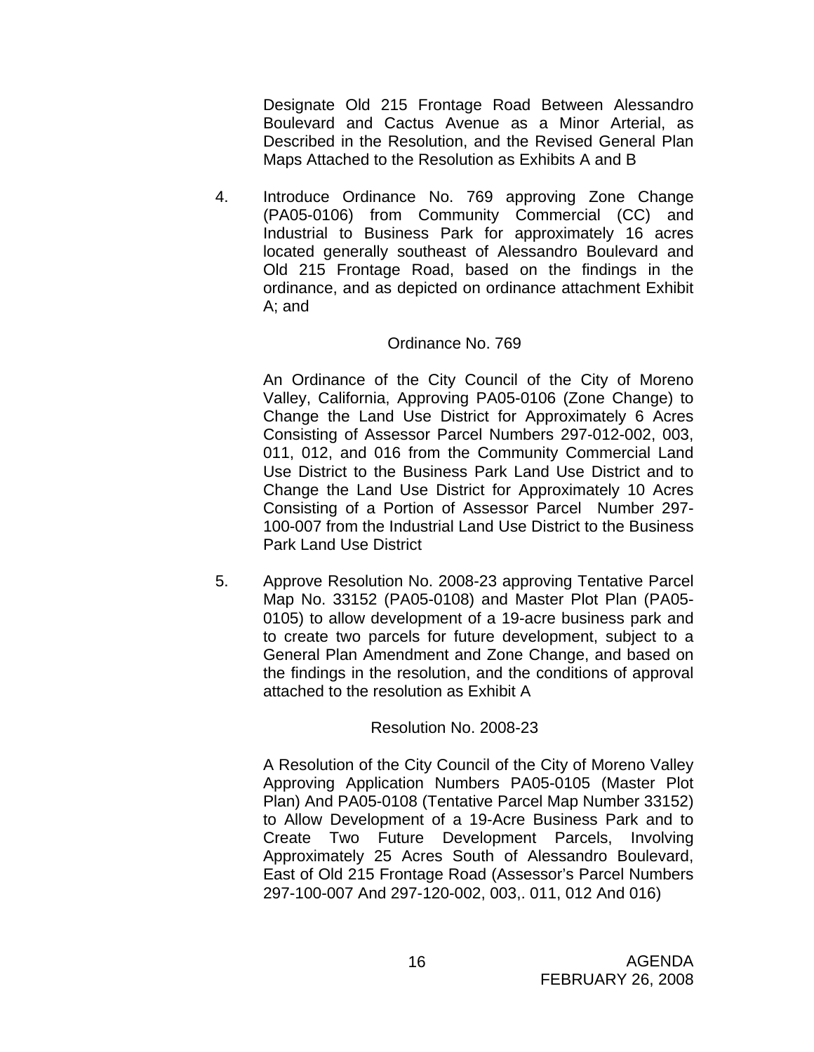Designate Old 215 Frontage Road Between Alessandro Boulevard and Cactus Avenue as a Minor Arterial, as Described in the Resolution, and the Revised General Plan Maps Attached to the Resolution as Exhibits A and B

4. Introduce Ordinance No. 769 approving Zone Change (PA05-0106) from Community Commercial (CC) and Industrial to Business Park for approximately 16 acres located generally southeast of Alessandro Boulevard and Old 215 Frontage Road, based on the findings in the ordinance, and as depicted on ordinance attachment Exhibit A; and

   Ordinance No. 769

   An Ordinance of the City Council of the City of Moreno Valley, California, Approving PA05-0106 (Zone Change) to Change the Land Use District for Approximately 6 Acres Consisting of Assessor Parcel Numbers 297-012-002, 003, 011, 012, and 016 from the Community Commercial Land Use District to the Business Park Land Use District and to Change the Land Use District for Approximately 10 Acres Consisting of a Portion of Assessor Parcel Number 297-100-007 from the Industrial Land Use District to the Business Park Land Use District

5. Approve Resolution No. 2008-23 approving Tentative Parcel Map No. 33152 (PA05-0108) and Master Plot Plan (PA05-0105) to allow development of a 19-acre business park and to create two parcels for future development, subject to a General Plan Amendment and Zone Change, and based on the findings in the resolution, and the conditions of approval attached to the resolution as Exhibit A

   Resolution No. 2008-23

   A Resolution of the City Council of the City of Moreno Valley Approving Application Numbers PA05-0105 (Master Plot Plan) And PA05-0108 (Tentative Parcel Map Number 33152) to Allow Development of a 19-Acre Business Park and to Create Two Future Development Parcels, Involving Approximately 25 Acres South of Alessandro Boulevard, East of Old 215 Frontage Road (Assessor's Parcel Numbers 297-100-007 And 297-120-002, 003,. 011, 012 And 016)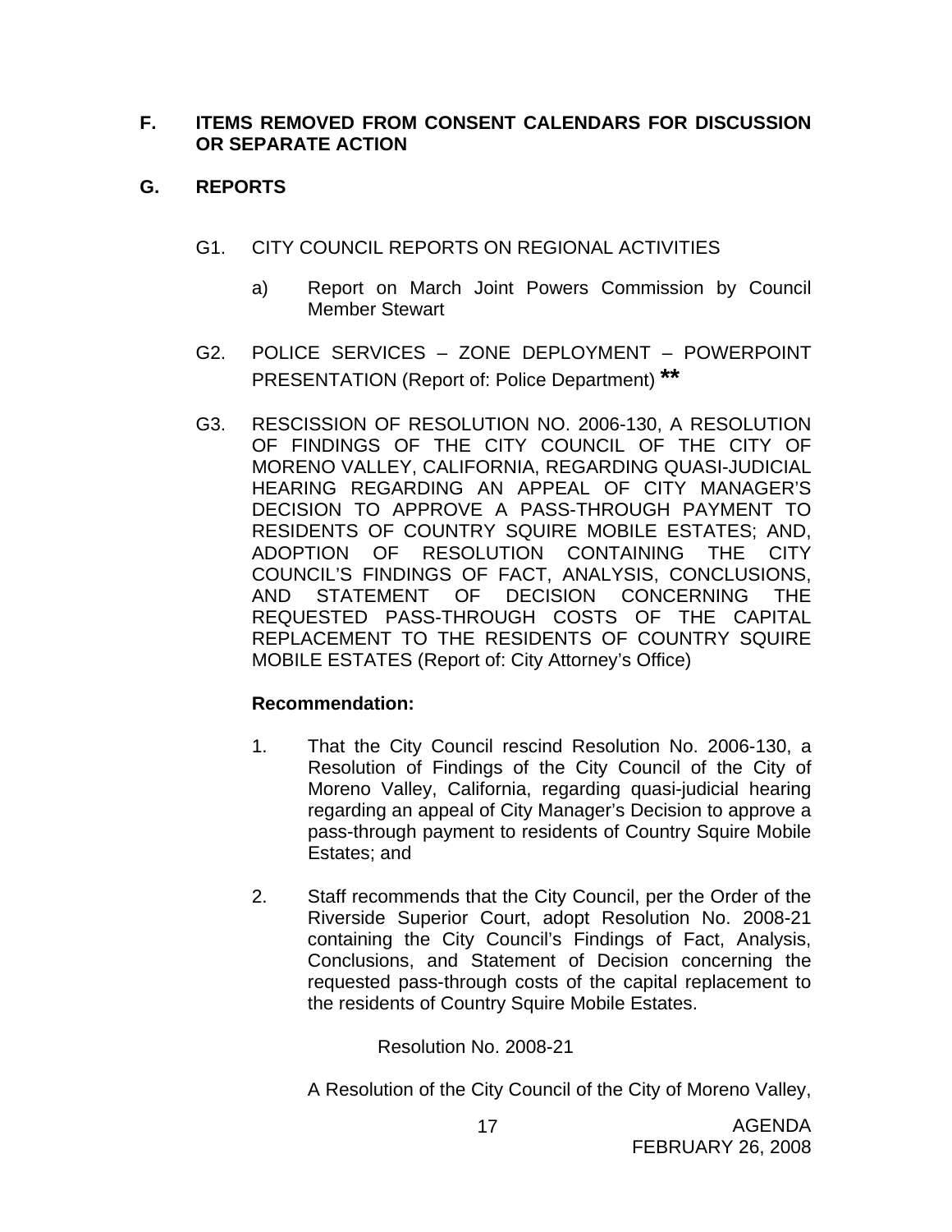**F. ITEMS REMOVED FROM CONSENT CALENDARS FOR DISCUSSION OR SEPARATE ACTION**

**G. REPORTS**

G1. CITY COUNCIL REPORTS ON REGIONAL ACTIVITIES

a) Report on March Joint Powers Commission by Council Member Stewart

G2. POLICE SERVICES – ZONE DEPLOYMENT – POWERPOINT PRESENTATION (Report of: Police Department) **

G3. RESCISSION OF RESOLUTION NO. 2006-130, A RESOLUTION OF FINDINGS OF THE CITY COUNCIL OF THE CITY OF MORENO VALLEY, CALIFORNIA, REGARDING QUASI-JUDICIAL HEARING REGARDING AN APPEAL OF CITY MANAGER'S DECISION TO APPROVE A PASS-THROUGH PAYMENT TO RESIDENTS OF COUNTRY SQUIRE MOBILE ESTATES; AND, ADOPTION OF RESOLUTION CONTAINING THE CITY COUNCIL'S FINDINGS OF FACT, ANALYSIS, CONCLUSIONS, AND STATEMENT OF DECISION CONCERNING THE REQUESTED PASS-THROUGH COSTS OF THE CAPITAL REPLACEMENT TO THE RESIDENTS OF COUNTRY SQUIRE MOBILE ESTATES (Report of: City Attorney's Office)

**Recommendation:**

1. That the City Council rescind Resolution No. 2006-130, a Resolution of Findings of the City Council of the City of Moreno Valley, California, regarding quasi-judicial hearing regarding an appeal of City Manager's Decision to approve a pass-through payment to residents of Country Squire Mobile Estates; and

2. Staff recommends that the City Council, per the Order of the Riverside Superior Court, adopt Resolution No. 2008-21 containing the City Council's Findings of Fact, Analysis, Conclusions, and Statement of Decision concerning the requested pass-through costs of the capital replacement to the residents of Country Squire Mobile Estates.

Resolution No. 2008-21

A Resolution of the City Council of the City of Moreno Valley,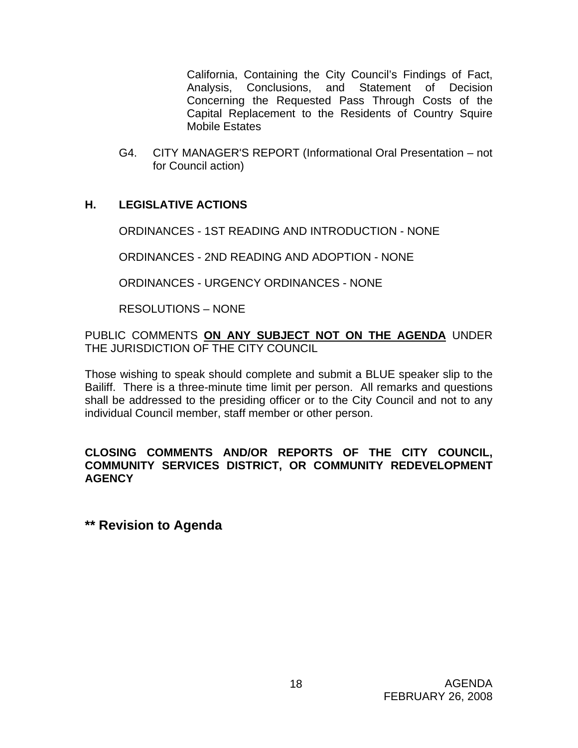California, Containing the City Council's Findings of Fact, Analysis, Conclusions, and Statement of Decision Concerning the Requested Pass Through Costs of the Capital Replacement to the Residents of Country Squire Mobile Estates

G4. CITY MANAGER'S REPORT (Informational Oral Presentation – not for Council action)

## H. LEGISLATIVE ACTIONS

ORDINANCES - 1ST READING AND INTRODUCTION - NONE

ORDINANCES - 2ND READING AND ADOPTION - NONE

ORDINANCES - URGENCY ORDINANCES - NONE

RESOLUTIONS – NONE

PUBLIC COMMENTS **ON ANY SUBJECT NOT ON THE AGENDA** UNDER THE JURISDICTION OF THE CITY COUNCIL

Those wishing to speak should complete and submit a BLUE speaker slip to the Bailiff. There is a three-minute time limit per person. All remarks and questions shall be addressed to the presiding officer or to the City Council and not to any individual Council member, staff member or other person.

**CLOSING COMMENTS AND/OR REPORTS OF THE CITY COUNCIL, COMMUNITY SERVICES DISTRICT, OR COMMUNITY REDEVELOPMENT AGENCY**

**** Revision to Agenda**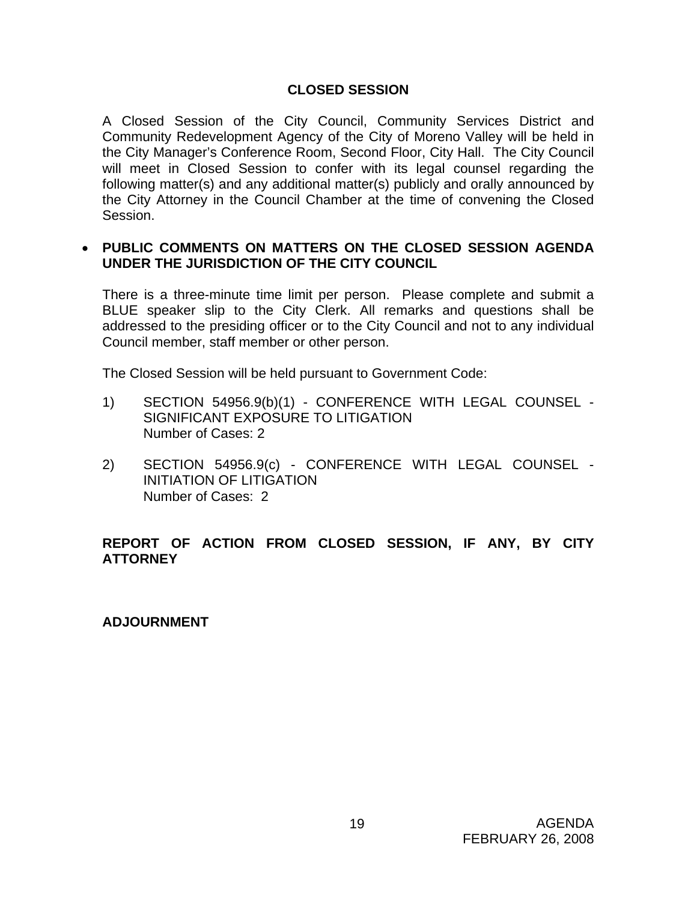## CLOSED SESSION

A Closed Session of the City Council, Community Services District and Community Redevelopment Agency of the City of Moreno Valley will be held in the City Manager's Conference Room, Second Floor, City Hall. The City Council will meet in Closed Session to confer with its legal counsel regarding the following matter(s) and any additional matter(s) publicly and orally announced by the City Attorney in the Council Chamber at the time of convening the Closed Session.

- **PUBLIC COMMENTS ON MATTERS ON THE CLOSED SESSION AGENDA UNDER THE JURISDICTION OF THE CITY COUNCIL**

  There is a three-minute time limit per person. Please complete and submit a BLUE speaker slip to the City Clerk. All remarks and questions shall be addressed to the presiding officer or to the City Council and not to any individual Council member, staff member or other person.

  The Closed Session will be held pursuant to Government Code:

  1) SECTION 54956.9(b)(1) - CONFERENCE WITH LEGAL COUNSEL - SIGNIFICANT EXPOSURE TO LITIGATION
     Number of Cases: 2

  2) SECTION 54956.9(c) - CONFERENCE WITH LEGAL COUNSEL - INITIATION OF LITIGATION
     Number of Cases: 2

**REPORT OF ACTION FROM CLOSED SESSION, IF ANY, BY CITY ATTORNEY**

**ADJOURNMENT**